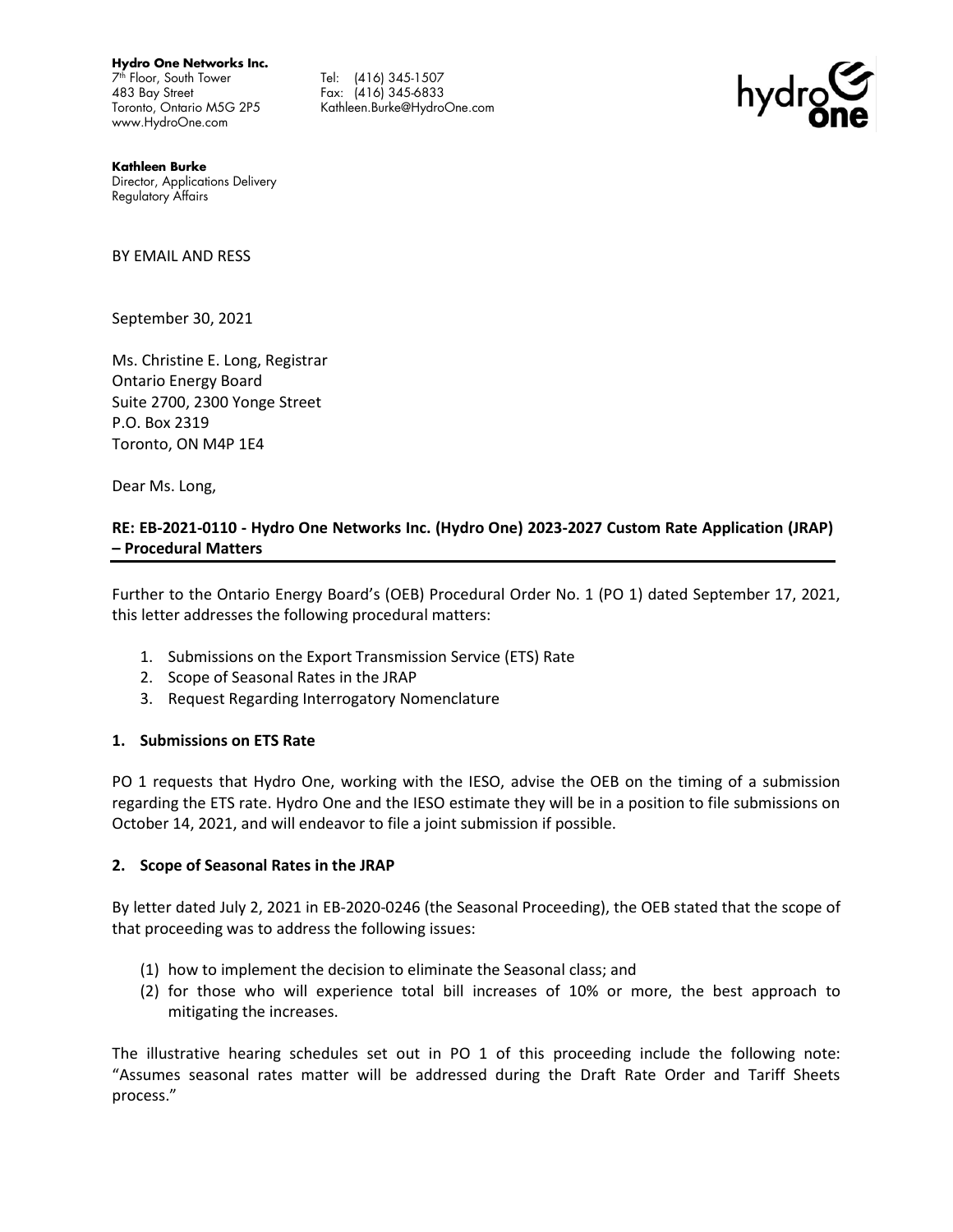**Hydro One Networks Inc.**
7th Floor, South Tower
483 Bay Street
Toronto, Ontario M5G 2P5
www.HydroOne.com

Tel: (416) 345-1507
Fax: (416) 345-6833
Kathleen.Burke@HydroOne.com

**Kathleen Burke**
Director, Applications Delivery
Regulatory Affairs

BY EMAIL AND RESS

September 30, 2021

Ms. Christine E. Long, Registrar
Ontario Energy Board
Suite 2700, 2300 Yonge Street
P.O. Box 2319
Toronto, ON M4P 1E4

Dear Ms. Long,

**RE: EB-2021-0110 - Hydro One Networks Inc. (Hydro One) 2023-2027 Custom Rate Application (JRAP) – Procedural Matters**

Further to the Ontario Energy Board's (OEB) Procedural Order No. 1 (PO 1) dated September 17, 2021, this letter addresses the following procedural matters:

1. Submissions on the Export Transmission Service (ETS) Rate
2. Scope of Seasonal Rates in the JRAP
3. Request Regarding Interrogatory Nomenclature

**1. Submissions on ETS Rate**

PO 1 requests that Hydro One, working with the IESO, advise the OEB on the timing of a submission regarding the ETS rate. Hydro One and the IESO estimate they will be in a position to file submissions on October 14, 2021, and will endeavor to file a joint submission if possible.

**2. Scope of Seasonal Rates in the JRAP**

By letter dated July 2, 2021 in EB-2020-0246 (the Seasonal Proceeding), the OEB stated that the scope of that proceeding was to address the following issues:

(1) how to implement the decision to eliminate the Seasonal class; and
(2) for those who will experience total bill increases of 10% or more, the best approach to mitigating the increases.

The illustrative hearing schedules set out in PO 1 of this proceeding include the following note: "Assumes seasonal rates matter will be addressed during the Draft Rate Order and Tariff Sheets process."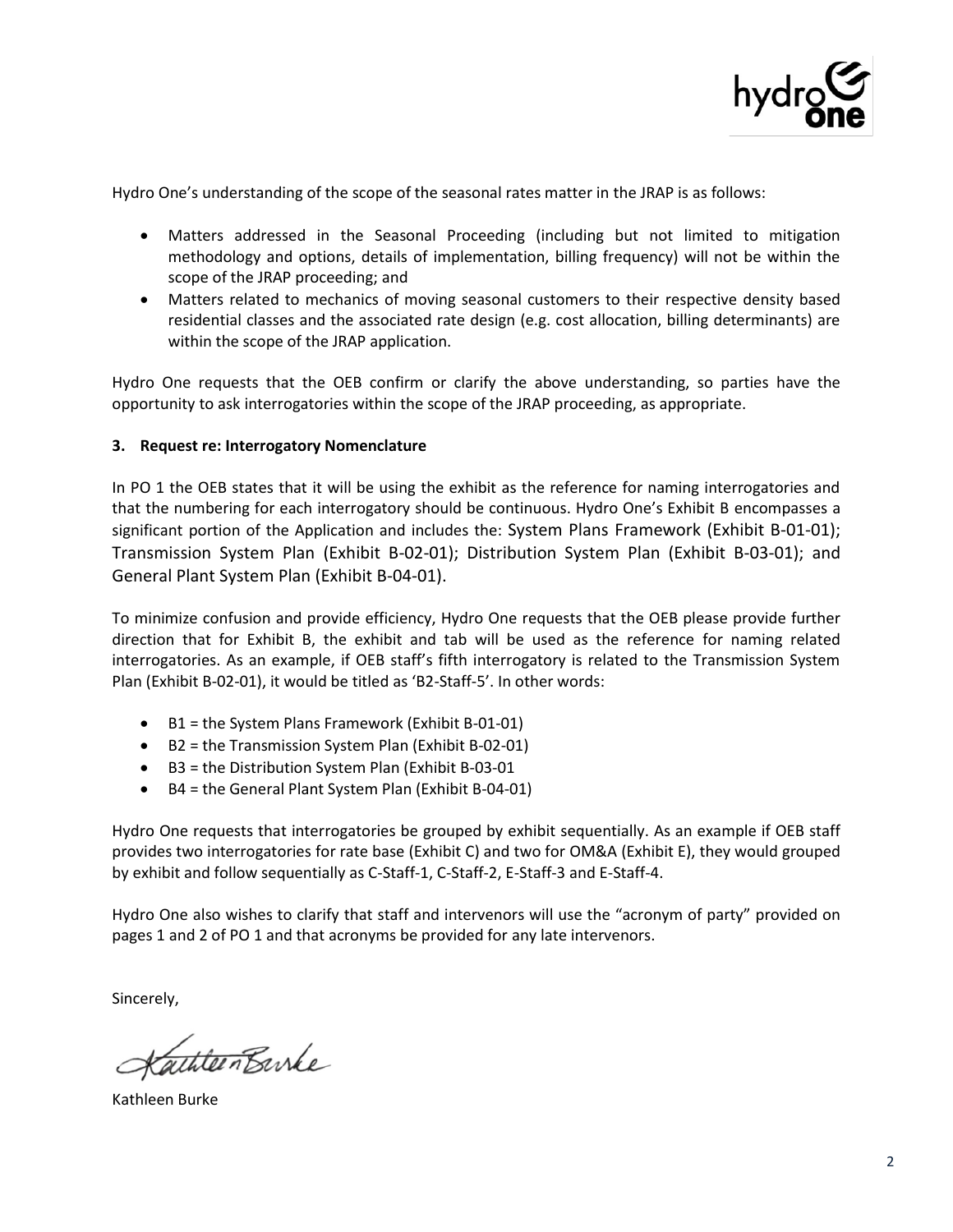Hydro One's understanding of the scope of the seasonal rates matter in the JRAP is as follows:

- Matters addressed in the Seasonal Proceeding (including but not limited to mitigation methodology and options, details of implementation, billing frequency) will not be within the scope of the JRAP proceeding; and
- Matters related to mechanics of moving seasonal customers to their respective density based residential classes and the associated rate design (e.g. cost allocation, billing determinants) are within the scope of the JRAP application.

Hydro One requests that the OEB confirm or clarify the above understanding, so parties have the opportunity to ask interrogatories within the scope of the JRAP proceeding, as appropriate.

**3. Request re: Interrogatory Nomenclature**

In PO 1 the OEB states that it will be using the exhibit as the reference for naming interrogatories and that the numbering for each interrogatory should be continuous. Hydro One's Exhibit B encompasses a significant portion of the Application and includes the: System Plans Framework (Exhibit B-01-01); Transmission System Plan (Exhibit B-02-01); Distribution System Plan (Exhibit B-03-01); and General Plant System Plan (Exhibit B-04-01).

To minimize confusion and provide efficiency, Hydro One requests that the OEB please provide further direction that for Exhibit B, the exhibit and tab will be used as the reference for naming related interrogatories. As an example, if OEB staff's fifth interrogatory is related to the Transmission System Plan (Exhibit B-02-01), it would be titled as 'B2-Staff-5'. In other words:

- B1 = the System Plans Framework (Exhibit B-01-01)
- B2 = the Transmission System Plan (Exhibit B-02-01)
- B3 = the Distribution System Plan (Exhibit B-03-01
- B4 = the General Plant System Plan (Exhibit B-04-01)

Hydro One requests that interrogatories be grouped by exhibit sequentially. As an example if OEB staff provides two interrogatories for rate base (Exhibit C) and two for OM&A (Exhibit E), they would grouped by exhibit and follow sequentially as C-Staff-1, C-Staff-2, E-Staff-3 and E-Staff-4.

Hydro One also wishes to clarify that staff and intervenors will use the "acronym of party" provided on pages 1 and 2 of PO 1 and that acronyms be provided for any late intervenors.

Sincerely,

Kathleen Burke